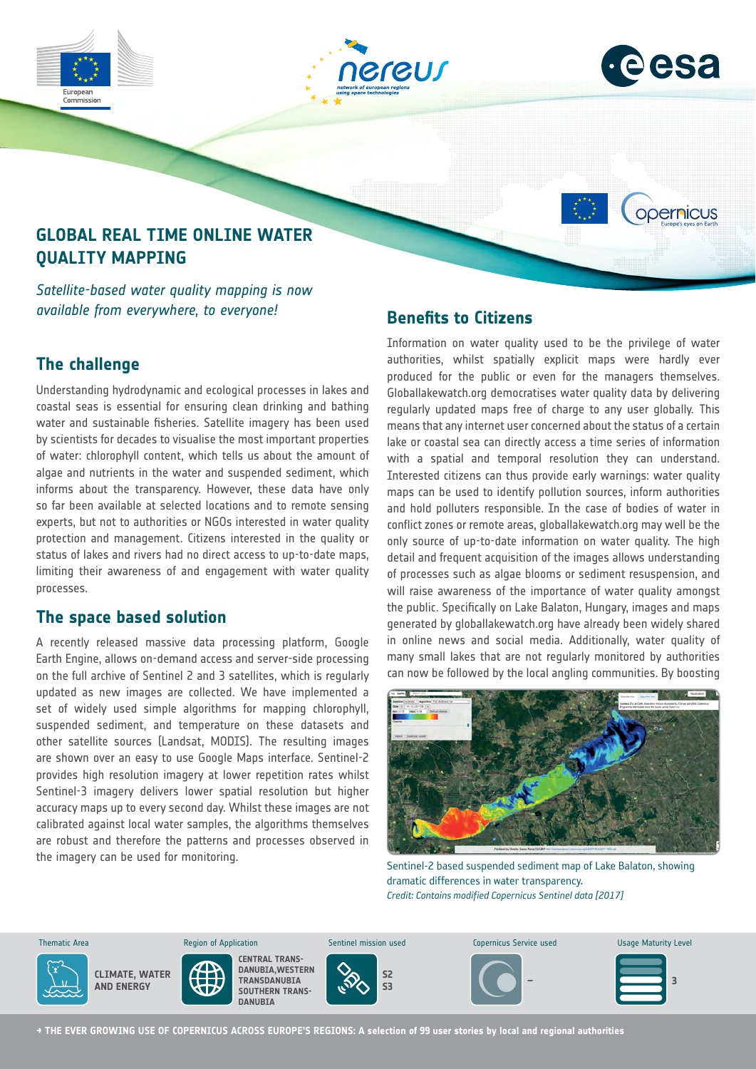# GLOBAL REAL TIME ONLINE WATER QUALITY MAPPING

*Satellite-based water quality mapping is now available from everywhere, to everyone!*

## The challenge

Understanding hydrodynamic and ecological processes in lakes and coastal seas is essential for ensuring clean drinking and bathing water and sustainable fisheries. Satellite imagery has been used by scientists for decades to visualise the most important properties of water: chlorophyll content, which tells us about the amount of algae and nutrients in the water and suspended sediment, which informs about the transparency. However, these data have only so far been available at selected locations and to remote sensing experts, but not to authorities or NGOs interested in water quality protection and management. Citizens interested in the quality or status of lakes and rivers had no direct access to up-to-date maps, limiting their awareness of and engagement with water quality processes.

## The space based solution

A recently released massive data processing platform, Google Earth Engine, allows on-demand access and server-side processing on the full archive of Sentinel 2 and 3 satellites, which is regularly updated as new images are collected. We have implemented a set of widely used simple algorithms for mapping chlorophyll, suspended sediment, and temperature on these datasets and other satellite sources (Landsat, MODIS). The resulting images are shown over an easy to use Google Maps interface. Sentinel-2 provides high resolution imagery at lower repetition rates whilst Sentinel-3 imagery delivers lower spatial resolution but higher accuracy maps up to every second day. Whilst these images are not calibrated against local water samples, the algorithms themselves are robust and therefore the patterns and processes observed in the imagery can be used for monitoring.

## Benefits to Citizens

Information on water quality used to be the privilege of water authorities, whilst spatially explicit maps were hardly ever produced for the public or even for the managers themselves. Globallakewatch.org democratises water quality data by delivering regularly updated maps free of charge to any user globally. This means that any internet user concerned about the status of a certain lake or coastal sea can directly access a time series of information with a spatial and temporal resolution they can understand. Interested citizens can thus provide early warnings: water quality maps can be used to identify pollution sources, inform authorities and hold polluters responsible. In the case of bodies of water in conflict zones or remote areas, globallakewatch.org may well be the only source of up-to-date information on water quality. The high detail and frequent acquisition of the images allows understanding of processes such as algae blooms or sediment resuspension, and will raise awareness of the importance of water quality amongst the public. Specifically on Lake Balaton, Hungary, images and maps generated by globallakewatch.org have already been widely shared in online news and social media. Additionally, water quality of many small lakes that are not regularly monitored by authorities can now be followed by the local angling communities. By boosting

Sentinel-2 based suspended sediment map of Lake Balaton, showing dramatic differences in water transparency.
*Credit: Contains modified Copernicus Sentinel data [2017]*

| Thematic Area | Region of Application | Sentinel mission used | Copernicus Service used | Usage Maturity Level |
| --- | --- | --- | --- | --- |
| CLIMATE, WATER AND ENERGY | CENTRAL TRANSDANUBIA, WESTERN TRANSDANUBIA, SOUTHERN TRANSDANUBIA | S2 S3 | – | 3 |

→ THE EVER GROWING USE OF COPERNICUS ACROSS EUROPE'S REGIONS: A selection of 99 user stories by local and regional authorities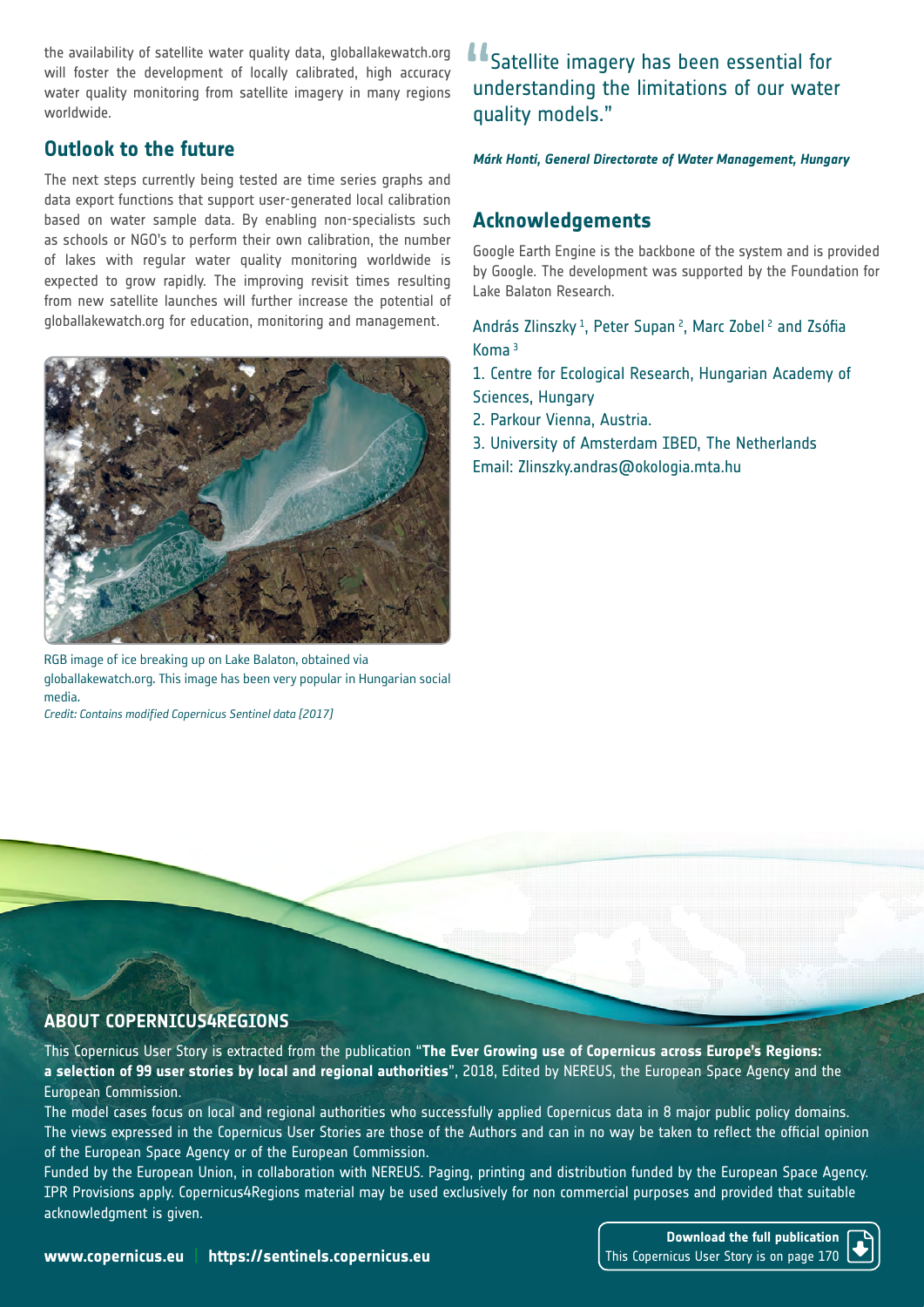the availability of satellite water quality data, globallakewatch.org will foster the development of locally calibrated, high accuracy water quality monitoring from satellite imagery in many regions worldwide.

## Outlook to the future

The next steps currently being tested are time series graphs and data export functions that support user-generated local calibration based on water sample data. By enabling non-specialists such as schools or NGO's to perform their own calibration, the number of lakes with regular water quality monitoring worldwide is expected to grow rapidly. The improving revisit times resulting from new satellite launches will further increase the potential of globallakewatch.org for education, monitoring and management.

RGB image of ice breaking up on Lake Balaton, obtained via globallakewatch.org. This image has been very popular in Hungarian social media.
*Credit: Contains modified Copernicus Sentinel data [2017]*

"Satellite imagery has been essential for understanding the limitations of our water quality models."

***Márk Honti, General Directorate of Water Management, Hungary***

## Acknowledgements

Google Earth Engine is the backbone of the system and is provided by Google. The development was supported by the Foundation for Lake Balaton Research.

András Zlinszky [1], Peter Supan [2], Marc Zobel [2] and Zsófia Koma [3]

1. Centre for Ecological Research, Hungarian Academy of Sciences, Hungary
2. Parkour Vienna, Austria.
3. University of Amsterdam IBED, The Netherlands

Email: Zlinszky.andras@okologia.mta.hu

## ABOUT COPERNICUS4REGIONS

This Copernicus User Story is extracted from the publication "**The Ever Growing use of Copernicus across Europe's Regions: a selection of 99 user stories by local and regional authorities**", 2018, Edited by NEREUS, the European Space Agency and the European Commission.
The model cases focus on local and regional authorities who successfully applied Copernicus data in 8 major public policy domains. The views expressed in the Copernicus User Stories are those of the Authors and can in no way be taken to reflect the official opinion of the European Space Agency or of the European Commission.
Funded by the European Union, in collaboration with NEREUS. Paging, printing and distribution funded by the European Space Agency. IPR Provisions apply. Copernicus4Regions material may be used exclusively for non commercial purposes and provided that suitable acknowledgment is given.

**www.copernicus.eu** | **https://sentinels.copernicus.eu**

**Download the full publication**
This Copernicus User Story is on page 170